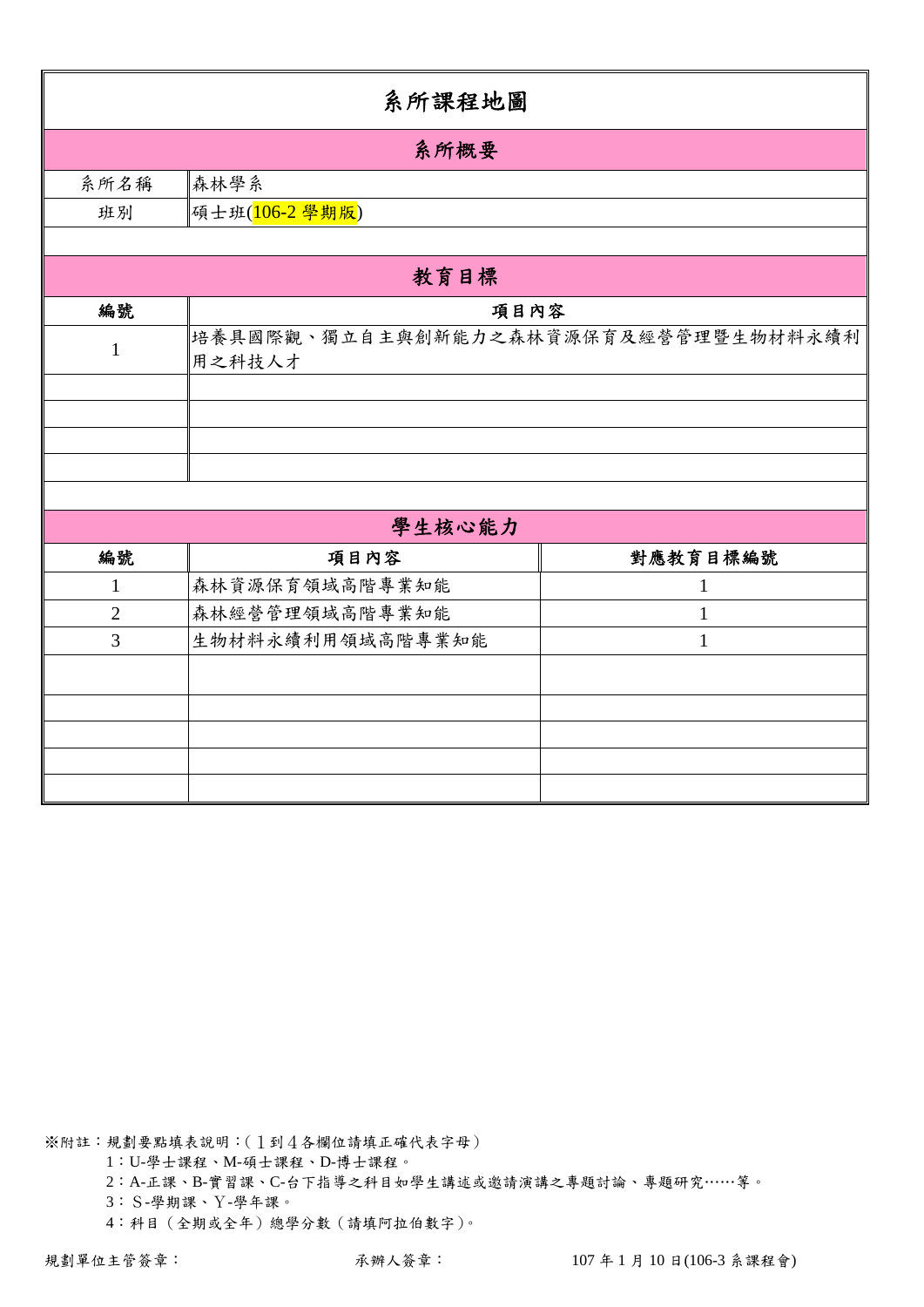# 系所課程地圖

## 系所概要

| 系所名稱 | 森林學系 |
| --- | --- |
| 班別 | 碩士班(106-2 學期版) |

## 教育目標

| 編號 | 項目內容 |
| --- | --- |
| 1 | 培養具國際觀、獨立自主與創新能力之森林資源保育及經營管理暨生物材料永續利用之科技人才 |
| | |
| | |
| | |
| | |

## 學生核心能力

| 編號 | 項目內容 | 對應教育目標編號 |
| --- | --- | --- |
| 1 | 森林資源保育領域高階專業知能 | 1 |
| 2 | 森林經營管理領域高階專業知能 | 1 |
| 3 | 生物材料永續利用領域高階專業知能 | 1 |
| | | |
| | | |
| | | |
| | | |
| | | |

※附註：規劃要點填表說明：(１到４各欄位請填正確代表字母)

1：U-學士課程、M-碩士課程、D-博士課程。

2：A-正課、B-實習課、C-台下指導之科目如學生講述或邀請演講之專題討論、專題研究……等。

3：S-學期課、Y-學年課。

4：科目（全期或全年）總學分數（請填阿拉伯數字)。

規劃單位主管簽章：　　　　承辦人簽章：　　　　107 年 1 月 10 日(106-3 系課程會)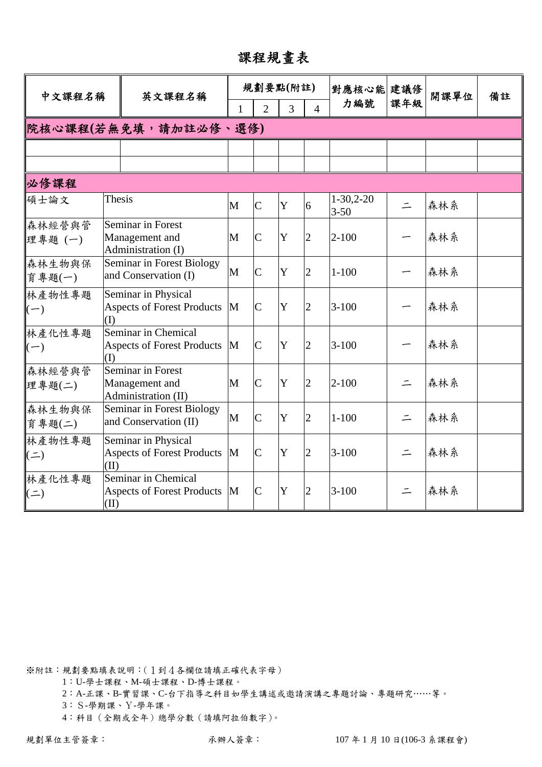# 課程規畫表

| 中文課程名稱 | 英文課程名稱 | 規劃要點(附註) | | | | 對應核心能力編號 | 建議修課年級 | 開課單位 | 備註 |
|---|---|---|---|---|---|---|---|---|---|
| | | 1 | 2 | 3 | 4 | | | | |
| **院核心課程(若無免填，請加註必修、選修)** | | | | | | | | | |
| | | | | | | | | | |
| | | | | | | | | | |
| **必修課程** | | | | | | | | | |
| 碩士論文 | Thesis | M | C | Y | 6 | 1-30,2-20 3-50 | 二 | 森林系 | |
| 森林經營與管理專題 (一) | Seminar in Forest Management and Administration (I) | M | C | Y | 2 | 2-100 | 一 | 森林系 | |
| 森林生物與保育專題(一) | Seminar in Forest Biology and Conservation (I) | M | C | Y | 2 | 1-100 | 一 | 森林系 | |
| 林產物性專題(一) | Seminar in Physical Aspects of Forest Products (I) | M | C | Y | 2 | 3-100 | 一 | 森林系 | |
| 林產化性專題(一) | Seminar in Chemical Aspects of Forest Products (I) | M | C | Y | 2 | 3-100 | 一 | 森林系 | |
| 森林經營與管理專題(二) | Seminar in Forest Management and Administration (II) | M | C | Y | 2 | 2-100 | 二 | 森林系 | |
| 森林生物與保育專題(二) | Seminar in Forest Biology and Conservation (II) | M | C | Y | 2 | 1-100 | 二 | 森林系 | |
| 林產物性專題(二) | Seminar in Physical Aspects of Forest Products (II) | M | C | Y | 2 | 3-100 | 二 | 森林系 | |
| 林產化性專題(二) | Seminar in Chemical Aspects of Forest Products (II) | M | C | Y | 2 | 3-100 | 二 | 森林系 | |

※附註：規劃要點填表說明：(1到4各欄位請填正確代表字母)

1：U-學士課程、M-碩士課程、D-博士課程。

2：A-正課、B-實習課、C-台下指導之科目如學生講述或邀請演講之專題討論、專題研究……等。

3：S-學期課、Y-學年課。

4：科目(全期或全年)總學分數(請填阿拉伯數字)。

規劃單位主管簽章：　　　　承辦人簽章：　　　　107年1月10日(106-3系課程會)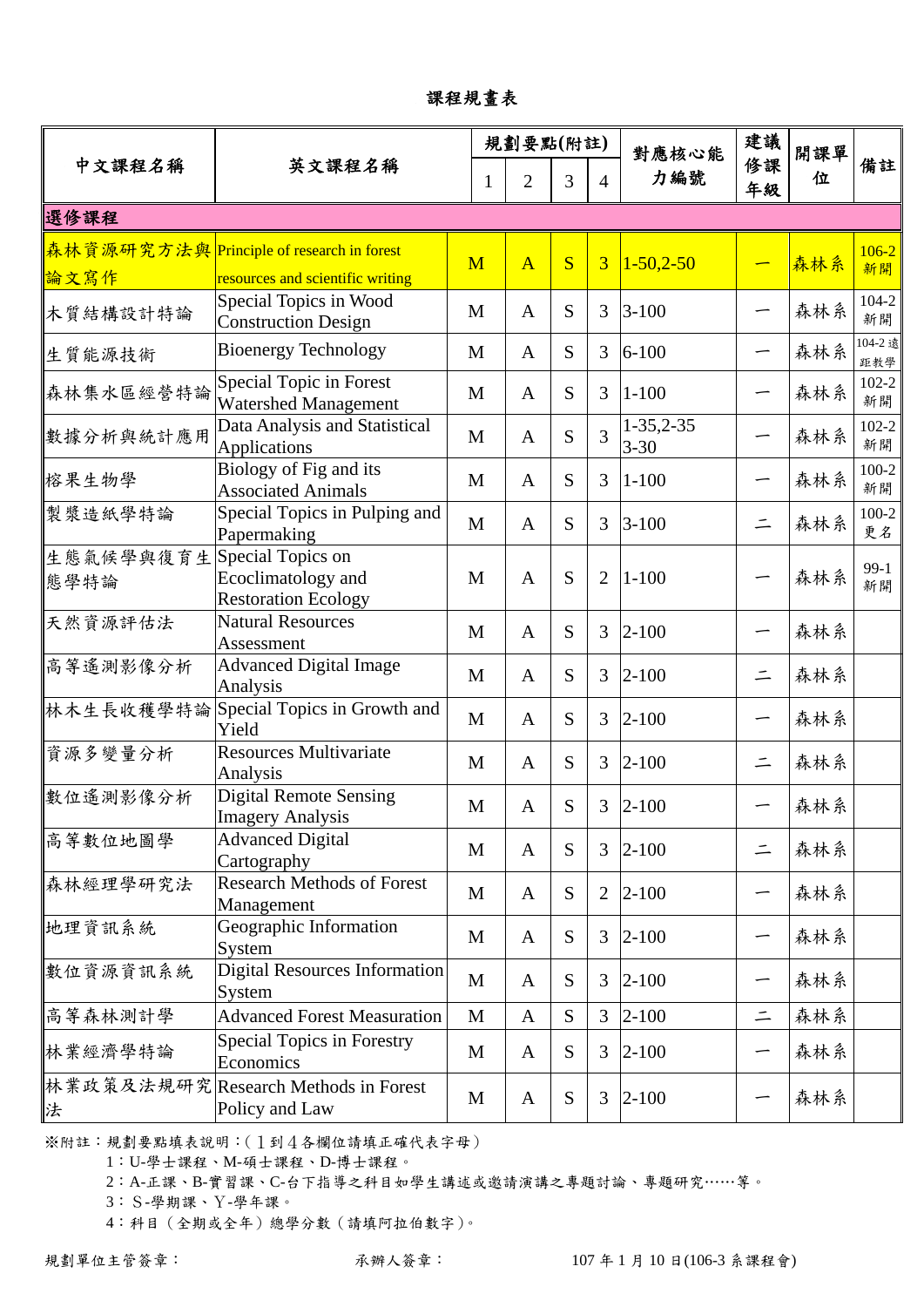# 課程規畫表

| 中文課程名稱 | 英文課程名稱 | 規劃要點(附註) | | | | 對應核心能力編號 | 建議修課年級 | 開課單位 | 備註 |
|---|---|---|---|---|---|---|---|---|---|
| | | 1 | 2 | 3 | 4 | | | | |
| **選修課程** | | | | | | | | | |
| 森林資源研究方法與論文寫作 | Principle of research in forest resources and scientific writing | M | A | S | 3 | 1-50,2-50 | 一 | 森林系 | 106-2 新開 |
| 木質結構設計特論 | Special Topics in Wood Construction Design | M | A | S | 3 | 3-100 | 一 | 森林系 | 104-2 新開 |
| 生質能源技術 | Bioenergy Technology | M | A | S | 3 | 6-100 | 一 | 森林系 | 104-2 遠距教學 |
| 森林集水區經營特論 | Special Topic in Forest Watershed Management | M | A | S | 3 | 1-100 | 一 | 森林系 | 102-2 新開 |
| 數據分析與統計應用 | Data Analysis and Statistical Applications | M | A | S | 3 | 1-35,2-35 3-30 | 一 | 森林系 | 102-2 新開 |
| 榕果生物學 | Biology of Fig and its Associated Animals | M | A | S | 3 | 1-100 | 一 | 森林系 | 100-2 新開 |
| 製漿造紙學特論 | Special Topics in Pulping and Papermaking | M | A | S | 3 | 3-100 | 二 | 森林系 | 100-2 更名 |
| 生態氣候學與復育生態學特論 | Special Topics on Ecoclimatology and Restoration Ecology | M | A | S | 2 | 1-100 | 一 | 森林系 | 99-1 新開 |
| 天然資源評估法 | Natural Resources Assessment | M | A | S | 3 | 2-100 | 一 | 森林系 | |
| 高等遙測影像分析 | Advanced Digital Image Analysis | M | A | S | 3 | 2-100 | 二 | 森林系 | |
| 林木生長收穫學特論 | Special Topics in Growth and Yield | M | A | S | 3 | 2-100 | 一 | 森林系 | |
| 資源多變量分析 | Resources Multivariate Analysis | M | A | S | 3 | 2-100 | 二 | 森林系 | |
| 數位遙測影像分析 | Digital Remote Sensing Imagery Analysis | M | A | S | 3 | 2-100 | 一 | 森林系 | |
| 高等數位地圖學 | Advanced Digital Cartography | M | A | S | 3 | 2-100 | 二 | 森林系 | |
| 森林經理學研究法 | Research Methods of Forest Management | M | A | S | 2 | 2-100 | 一 | 森林系 | |
| 地理資訊系統 | Geographic Information System | M | A | S | 3 | 2-100 | 一 | 森林系 | |
| 數位資源資訊系統 | Digital Resources Information System | M | A | S | 3 | 2-100 | 一 | 森林系 | |
| 高等森林測計學 | Advanced Forest Measuration | M | A | S | 3 | 2-100 | 二 | 森林系 | |
| 林業經濟學特論 | Special Topics in Forestry Economics | M | A | S | 3 | 2-100 | 一 | 森林系 | |
| 林業政策及法規研究法 | Research Methods in Forest Policy and Law | M | A | S | 3 | 2-100 | 一 | 森林系 | |

※附註：規劃要點填表說明：(1到4各欄位請填正確代表字母)

1：U-學士課程、M-碩士課程、D-博士課程。

2：A-正課、B-實習課、C-台下指導之科目如學生講述或邀請演講之專題討論、專題研究……等。

3：S-學期課、Y-學年課。

4：科目(全期或全年)總學分數(請填阿拉伯數字)。

規劃單位主管簽章：　　　　承辦人簽章：　　　　107年1月10日(106-3系課程會)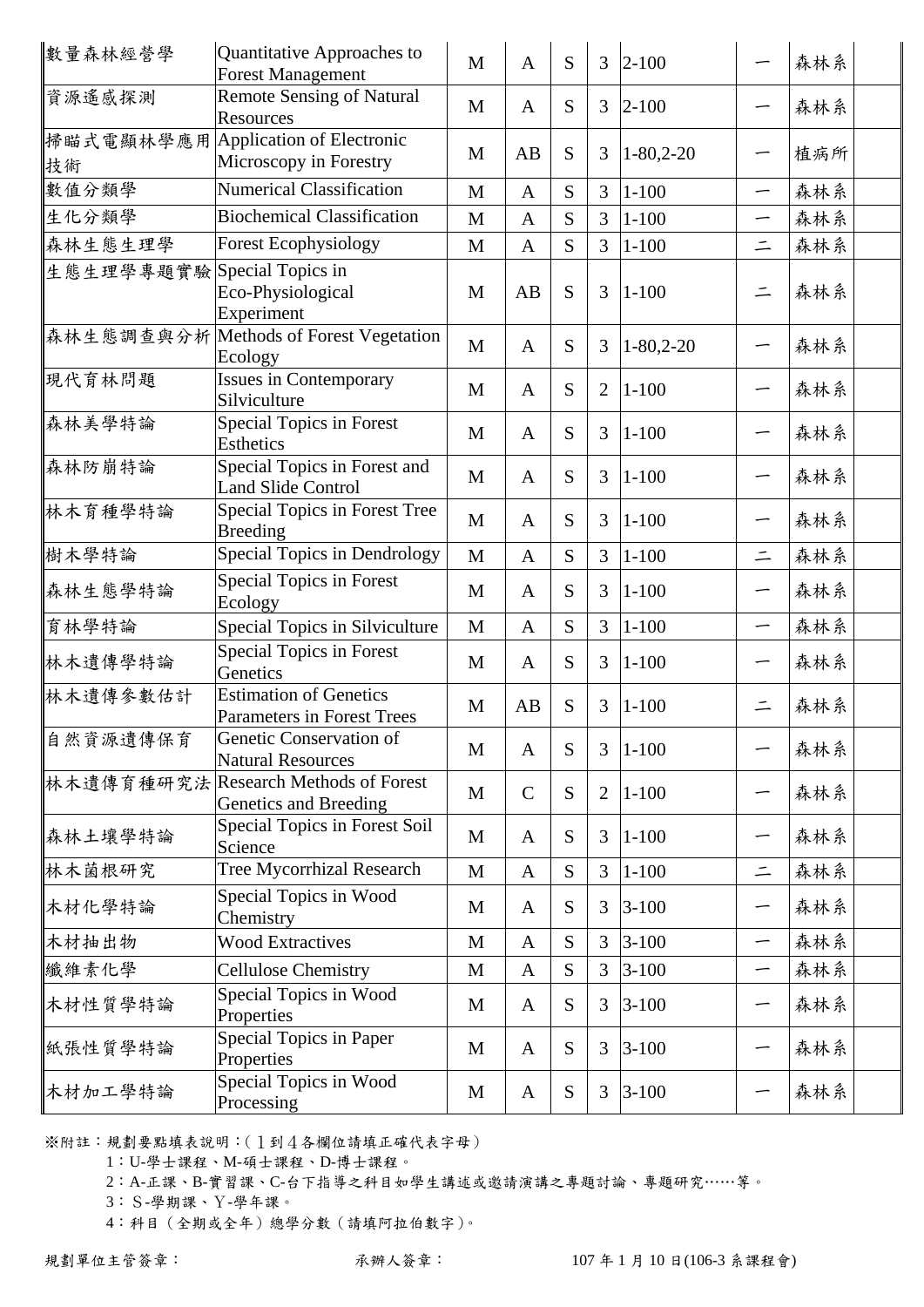| | | | | | | | | | |
|---|---|---|---|---|---|---|---|---|---|
| 數量森林經營學 | Quantitative Approaches to Forest Management | M | A | S | 3 | 2-100 | 一 | 森林系 | |
| 資源遙感探測 | Remote Sensing of Natural Resources | M | A | S | 3 | 2-100 | 一 | 森林系 | |
| 掃瞄式電顯林學應用技術 | Application of Electronic Microscopy in Forestry | M | AB | S | 3 | 1-80,2-20 | 一 | 植病所 | |
| 數值分類學 | Numerical Classification | M | A | S | 3 | 1-100 | 一 | 森林系 | |
| 生化分類學 | Biochemical Classification | M | A | S | 3 | 1-100 | 一 | 森林系 | |
| 森林生態生理學 | Forest Ecophysiology | M | A | S | 3 | 1-100 | 二 | 森林系 | |
| 生態生理學專題實驗 | Special Topics in Eco-Physiological Experiment | M | AB | S | 3 | 1-100 | 二 | 森林系 | |
| 森林生態調查與分析 | Methods of Forest Vegetation Ecology | M | A | S | 3 | 1-80,2-20 | 一 | 森林系 | |
| 現代育林問題 | Issues in Contemporary Silviculture | M | A | S | 2 | 1-100 | 一 | 森林系 | |
| 森林美學特論 | Special Topics in Forest Esthetics | M | A | S | 3 | 1-100 | 一 | 森林系 | |
| 森林防崩特論 | Special Topics in Forest and Land Slide Control | M | A | S | 3 | 1-100 | 一 | 森林系 | |
| 林木育種學特論 | Special Topics in Forest Tree Breeding | M | A | S | 3 | 1-100 | 一 | 森林系 | |
| 樹木學特論 | Special Topics in Dendrology | M | A | S | 3 | 1-100 | 二 | 森林系 | |
| 森林生態學特論 | Special Topics in Forest Ecology | M | A | S | 3 | 1-100 | 一 | 森林系 | |
| 育林學特論 | Special Topics in Silviculture | M | A | S | 3 | 1-100 | 一 | 森林系 | |
| 林木遺傳學特論 | Special Topics in Forest Genetics | M | A | S | 3 | 1-100 | 一 | 森林系 | |
| 林木遺傳參數估計 | Estimation of Genetics Parameters in Forest Trees | M | AB | S | 3 | 1-100 | 二 | 森林系 | |
| 自然資源遺傳保育 | Genetic Conservation of Natural Resources | M | A | S | 3 | 1-100 | 一 | 森林系 | |
| 林木遺傳育種研究法 | Research Methods of Forest Genetics and Breeding | M | C | S | 2 | 1-100 | 一 | 森林系 | |
| 森林土壤學特論 | Special Topics in Forest Soil Science | M | A | S | 3 | 1-100 | 一 | 森林系 | |
| 林木菌根研究 | Tree Mycorrhizal Research | M | A | S | 3 | 1-100 | 二 | 森林系 | |
| 木材化學特論 | Special Topics in Wood Chemistry | M | A | S | 3 | 3-100 | 一 | 森林系 | |
| 木材抽出物 | Wood Extractives | M | A | S | 3 | 3-100 | 一 | 森林系 | |
| 纖維素化學 | Cellulose Chemistry | M | A | S | 3 | 3-100 | 一 | 森林系 | |
| 木材性質學特論 | Special Topics in Wood Properties | M | A | S | 3 | 3-100 | 一 | 森林系 | |
| 紙張性質學特論 | Special Topics in Paper Properties | M | A | S | 3 | 3-100 | 一 | 森林系 | |
| 木材加工學特論 | Special Topics in Wood Processing | M | A | S | 3 | 3-100 | 一 | 森林系 | |

※附註：規劃要點填表說明：(1到4各欄位請填正確代表字母)

1：U-學士課程、M-碩士課程、D-博士課程。

2：A-正課、B-實習課、C-台下指導之科目如學生講述或邀請演講之專題討論、專題研究……等。

3：S-學期課、Y-學年課。

4：科目（全期或全年）總學分數（請填阿拉伯數字）。

規劃單位主管簽章：　　　　承辦人簽章：　　　　107 年 1 月 10 日(106-3 系課程會)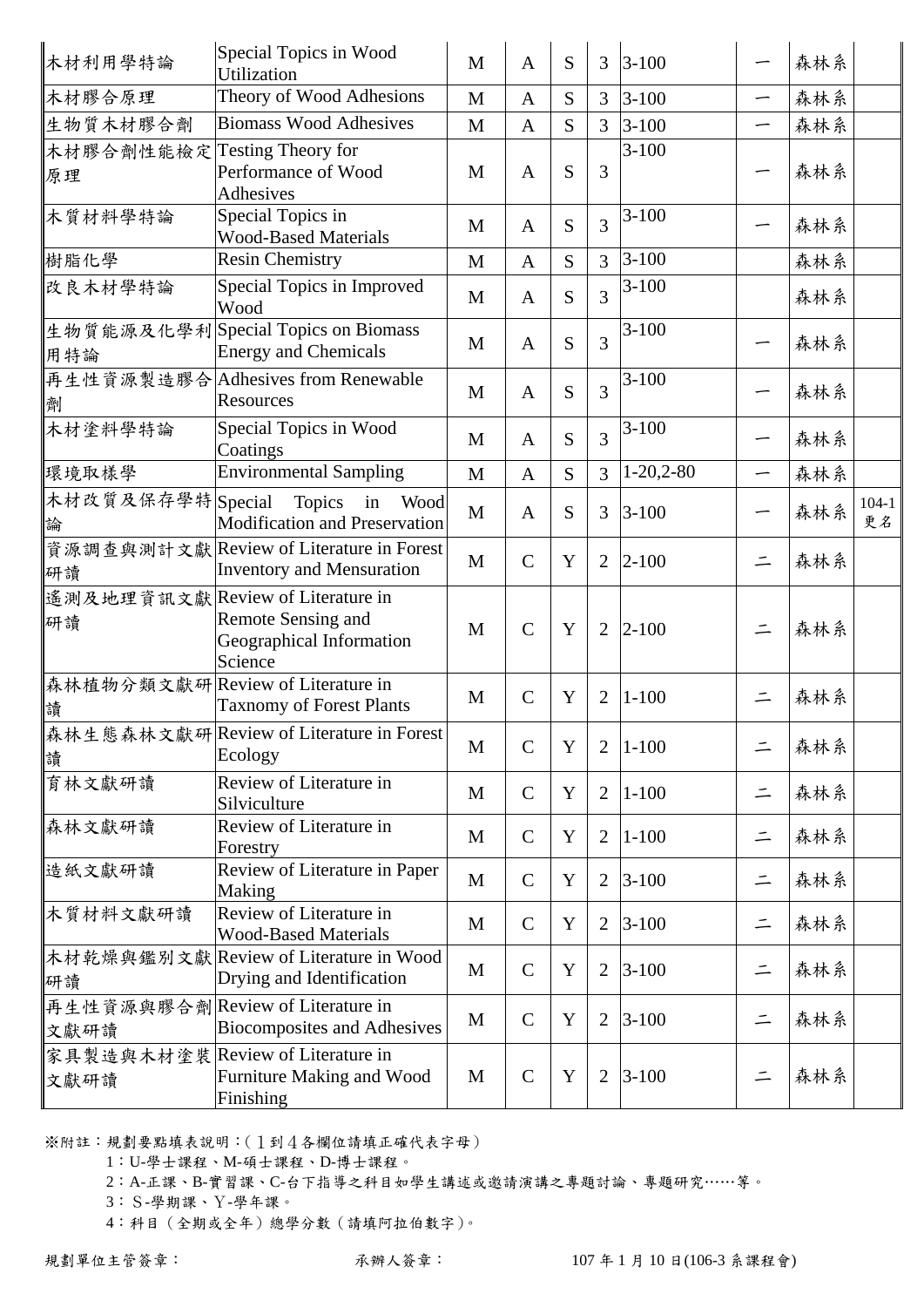| | | | | | | | | | |
|---|---|---|---|---|---|---|---|---|---|
| 木材利用學特論 | Special Topics in Wood Utilization | M | A | S | 3 | 3-100 | 一 | 森林系 | |
| 木材膠合原理 | Theory of Wood Adhesions | M | A | S | 3 | 3-100 | 一 | 森林系 | |
| 生物質木材膠合劑 | Biomass Wood Adhesives | M | A | S | 3 | 3-100 | 一 | 森林系 | |
| 木材膠合劑性能檢定原理 | Testing Theory for Performance of Wood Adhesives | M | A | S | 3 | 3-100 | 一 | 森林系 | |
| 木質材料學特論 | Special Topics in Wood-Based Materials | M | A | S | 3 | 3-100 | 一 | 森林系 | |
| 樹脂化學 | Resin Chemistry | M | A | S | 3 | 3-100 | | 森林系 | |
| 改良木材學特論 | Special Topics in Improved Wood | M | A | S | 3 | 3-100 | | 森林系 | |
| 生物質能源及化學利用特論 | Special Topics on Biomass Energy and Chemicals | M | A | S | 3 | 3-100 | 一 | 森林系 | |
| 再生性資源製造膠合劑 | Adhesives from Renewable Resources | M | A | S | 3 | 3-100 | 一 | 森林系 | |
| 木材塗料學特論 | Special Topics in Wood Coatings | M | A | S | 3 | 3-100 | 一 | 森林系 | |
| 環境取樣學 | Environmental Sampling | M | A | S | 3 | 1-20,2-80 | 一 | 森林系 | |
| 木材改質及保存學特論 | Special Topics in Wood Modification and Preservation | M | A | S | 3 | 3-100 | 一 | 森林系 | 104-1 更名 |
| 資源調查與測計文獻研讀 | Review of Literature in Forest Inventory and Mensuration | M | C | Y | 2 | 2-100 | 二 | 森林系 | |
| 遙測及地理資訊文獻研讀 | Review of Literature in Remote Sensing and Geographical Information Science | M | C | Y | 2 | 2-100 | 二 | 森林系 | |
| 森林植物分類文獻研讀 | Review of Literature in Taxnomy of Forest Plants | M | C | Y | 2 | 1-100 | 二 | 森林系 | |
| 森林生態森林文獻研讀 | Review of Literature in Forest Ecology | M | C | Y | 2 | 1-100 | 二 | 森林系 | |
| 育林文獻研讀 | Review of Literature in Silviculture | M | C | Y | 2 | 1-100 | 二 | 森林系 | |
| 森林文獻研讀 | Review of Literature in Forestry | M | C | Y | 2 | 1-100 | 二 | 森林系 | |
| 造紙文獻研讀 | Review of Literature in Paper Making | M | C | Y | 2 | 3-100 | 二 | 森林系 | |
| 木質材料文獻研讀 | Review of Literature in Wood-Based Materials | M | C | Y | 2 | 3-100 | 二 | 森林系 | |
| 木材乾燥與鑑別文獻研讀 | Review of Literature in Wood Drying and Identification | M | C | Y | 2 | 3-100 | 二 | 森林系 | |
| 再生性資源與膠合劑文獻研讀 | Review of Literature in Biocomposites and Adhesives | M | C | Y | 2 | 3-100 | 二 | 森林系 | |
| 家具製造與木材塗裝文獻研讀 | Review of Literature in Furniture Making and Wood Finishing | M | C | Y | 2 | 3-100 | 二 | 森林系 | |

※附註：規劃要點填表說明：(１到４各欄位請填正確代表字母)

1：U-學士課程、M-碩士課程、D-博士課程。

2：A-正課、B-實習課、C-台下指導之科目如學生講述或邀請演講之專題討論、專題研究……等。

3：Ｓ-學期課、Ｙ-學年課。

4：科目（全期或全年）總學分數（請填阿拉伯數字）。

規劃單位主管簽章：　　　　承辦人簽章：　　　　107 年 1 月 10 日(106-3 系課程會)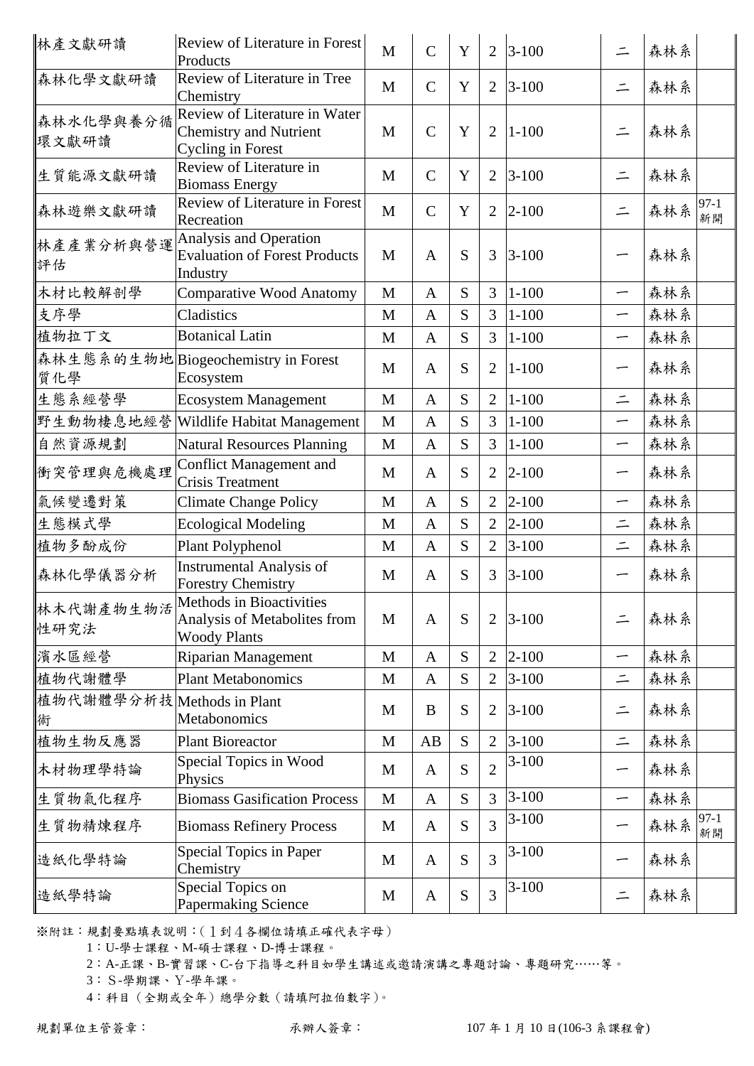| | | | | | | | | | |
|---|---|---|---|---|---|---|---|---|---|
| 林產文獻研讀 | Review of Literature in Forest Products | M | C | Y | 2 | 3-100 | 二 | 森林系 | |
| 森林化學文獻研讀 | Review of Literature in Tree Chemistry | M | C | Y | 2 | 3-100 | 二 | 森林系 | |
| 森林水化學與養分循環文獻研讀 | Review of Literature in Water Chemistry and Nutrient Cycling in Forest | M | C | Y | 2 | 1-100 | 二 | 森林系 | |
| 生質能源文獻研讀 | Review of Literature in Biomass Energy | M | C | Y | 2 | 3-100 | 二 | 森林系 | |
| 森林遊樂文獻研讀 | Review of Literature in Forest Recreation | M | C | Y | 2 | 2-100 | 二 | 森林系 | 97-1 新開 |
| 林產產業分析與營運評估 | Analysis and Operation Evaluation of Forest Products Industry | M | A | S | 3 | 3-100 | 一 | 森林系 | |
| 木材比較解剖學 | Comparative Wood Anatomy | M | A | S | 3 | 1-100 | 一 | 森林系 | |
| 支序學 | Cladistics | M | A | S | 3 | 1-100 | 一 | 森林系 | |
| 植物拉丁文 | Botanical Latin | M | A | S | 3 | 1-100 | 一 | 森林系 | |
| 森林生態系的生物地質化學 | Biogeochemistry in Forest Ecosystem | M | A | S | 2 | 1-100 | 一 | 森林系 | |
| 生態系經營學 | Ecosystem Management | M | A | S | 2 | 1-100 | 二 | 森林系 | |
| 野生動物棲息地經營 | Wildlife Habitat Management | M | A | S | 3 | 1-100 | 一 | 森林系 | |
| 自然資源規劃 | Natural Resources Planning | M | A | S | 3 | 1-100 | 一 | 森林系 | |
| 衝突管理與危機處理 | Conflict Management and Crisis Treatment | M | A | S | 2 | 2-100 | 一 | 森林系 | |
| 氣候變遷對策 | Climate Change Policy | M | A | S | 2 | 2-100 | 一 | 森林系 | |
| 生態模式學 | Ecological Modeling | M | A | S | 2 | 2-100 | 二 | 森林系 | |
| 植物多酚成份 | Plant Polyphenol | M | A | S | 2 | 3-100 | 二 | 森林系 | |
| 森林化學儀器分析 | Instrumental Analysis of Forestry Chemistry | M | A | S | 3 | 3-100 | 一 | 森林系 | |
| 林木代謝產物生物活性研究法 | Methods in Bioactivities Analysis of Metabolites from Woody Plants | M | A | S | 2 | 3-100 | 二 | 森林系 | |
| 濱水區經營 | Riparian Management | M | A | S | 2 | 2-100 | 一 | 森林系 | |
| 植物代謝體學 | Plant Metabonomics | M | A | S | 2 | 3-100 | 二 | 森林系 | |
| 植物代謝體學分析技術 | Methods in Plant Metabonomics | M | B | S | 2 | 3-100 | 二 | 森林系 | |
| 植物生物反應器 | Plant Bioreactor | M | AB | S | 2 | 3-100 | 二 | 森林系 | |
| 木材物理學特論 | Special Topics in Wood Physics | M | A | S | 2 | 3-100 | 一 | 森林系 | |
| 生質物氣化程序 | Biomass Gasification Process | M | A | S | 3 | 3-100 | 一 | 森林系 | |
| 生質物精煉程序 | Biomass Refinery Process | M | A | S | 3 | 3-100 | 一 | 森林系 | 97-1 新開 |
| 造紙化學特論 | Special Topics in Paper Chemistry | M | A | S | 3 | 3-100 | 一 | 森林系 | |
| 造紙學特論 | Special Topics on Papermaking Science | M | A | S | 3 | 3-100 | 二 | 森林系 | |

※附註：規劃要點填表說明：(１到４各欄位請填正確代表字母)

1：U-學士課程、M-碩士課程、D-博士課程。

2：A-正課、B-實習課、C-台下指導之科目如學生講述或邀請演講之專題討論、專題研究……等。

3：S-學期課、Y-學年課。

4：科目(全期或全年)總學分數(請填阿拉伯數字)。

規劃單位主管簽章： 承辦人簽章： 107年1月10日(106-3系課程會)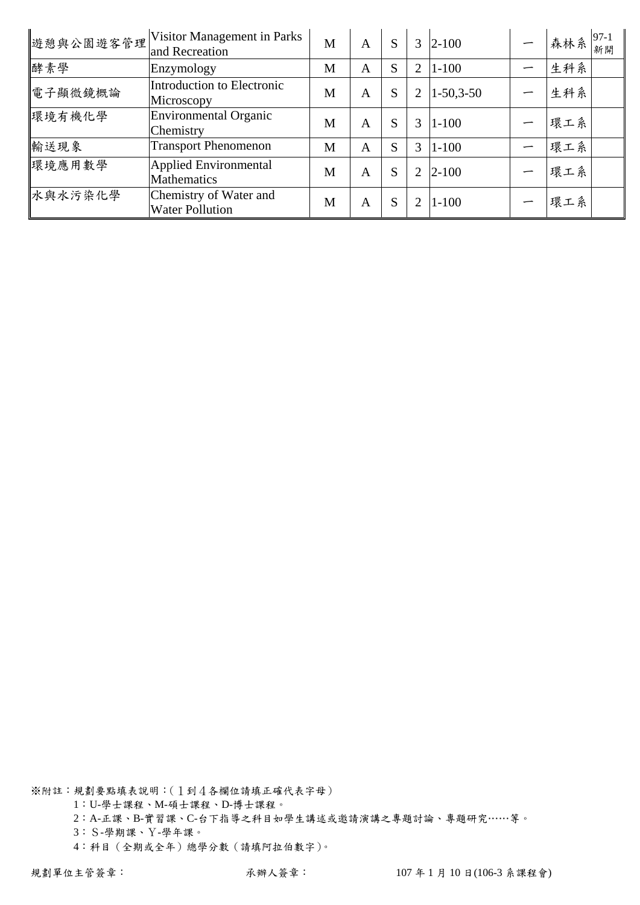| | | | | | | | | | |
|---|---|---|---|---|---|---|---|---|---|
| 遊憩與公園遊客管理 | Visitor Management in Parks and Recreation | M | A | S | 3 | 2-100 | 一 | 森林系 | 97-1 新開 |
| 酵素學 | Enzymology | M | A | S | 2 | 1-100 | 一 | 生科系 | |
| 電子顯微鏡概論 | Introduction to Electronic Microscopy | M | A | S | 2 | 1-50,3-50 | 一 | 生科系 | |
| 環境有機化學 | Environmental Organic Chemistry | M | A | S | 3 | 1-100 | 一 | 環工系 | |
| 輸送現象 | Transport Phenomenon | M | A | S | 3 | 1-100 | 一 | 環工系 | |
| 環境應用數學 | Applied Environmental Mathematics | M | A | S | 2 | 2-100 | 一 | 環工系 | |
| 水與水污染化學 | Chemistry of Water and Water Pollution | M | A | S | 2 | 1-100 | 一 | 環工系 | |

※附註：規劃要點填表說明：( １到４各欄位請填正確代表字母)

1：U-學士課程、M-碩士課程、D-博士課程。

2：A-正課、B-實習課、C-台下指導之科目如學生講述或邀請演講之專題討論、專題研究……等。

3：Ｓ-學期課、Ｙ-學年課。

4：科目（全期或全年）總學分數（請填阿拉伯數字)。

規劃單位主管簽章： 承辦人簽章： 107 年 1 月 10 日(106-3 系課程會)